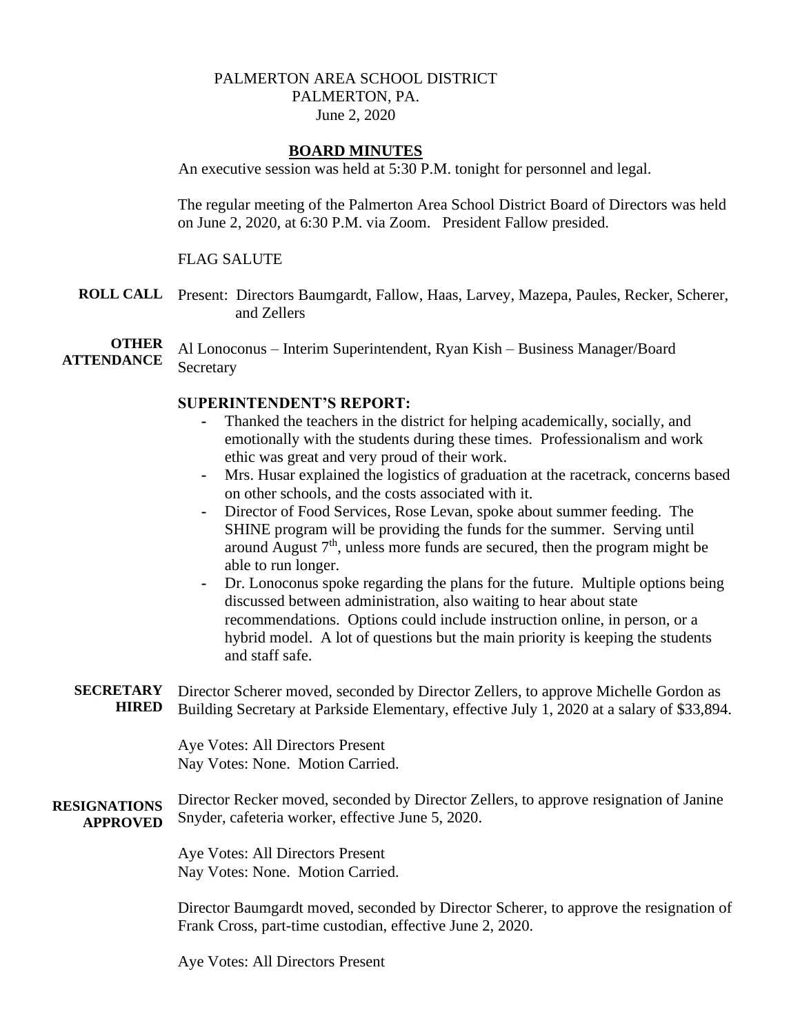PALMERTON AREA SCHOOL DISTRICT
PALMERTON, PA.
June 2, 2020

# BOARD MINUTES

An executive session was held at 5:30 P.M. tonight for personnel and legal.

The regular meeting of the Palmerton Area School District Board of Directors was held on June 2, 2020, at 6:30 P.M. via Zoom. President Fallow presided.

FLAG SALUTE

**ROLL CALL** Present: Directors Baumgardt, Fallow, Haas, Larvey, Mazepa, Paules, Recker, Scherer, and Zellers

**OTHER ATTENDANCE** Al Lonoconus – Interim Superintendent, Ryan Kish – Business Manager/Board Secretary

**SUPERINTENDENT'S REPORT:**

- Thanked the teachers in the district for helping academically, socially, and emotionally with the students during these times. Professionalism and work ethic was great and very proud of their work.
- Mrs. Husar explained the logistics of graduation at the racetrack, concerns based on other schools, and the costs associated with it.
- Director of Food Services, Rose Levan, spoke about summer feeding. The SHINE program will be providing the funds for the summer. Serving until around August 7th, unless more funds are secured, then the program might be able to run longer.
- Dr. Lonoconus spoke regarding the plans for the future. Multiple options being discussed between administration, also waiting to hear about state recommendations. Options could include instruction online, in person, or a hybrid model. A lot of questions but the main priority is keeping the students and staff safe.

**SECRETARY HIRED** Director Scherer moved, seconded by Director Zellers, to approve Michelle Gordon as Building Secretary at Parkside Elementary, effective July 1, 2020 at a salary of $33,894.

Aye Votes: All Directors Present
Nay Votes: None. Motion Carried.

**RESIGNATIONS APPROVED** Director Recker moved, seconded by Director Zellers, to approve resignation of Janine Snyder, cafeteria worker, effective June 5, 2020.

Aye Votes: All Directors Present
Nay Votes: None. Motion Carried.

Director Baumgardt moved, seconded by Director Scherer, to approve the resignation of Frank Cross, part-time custodian, effective June 2, 2020.

Aye Votes: All Directors Present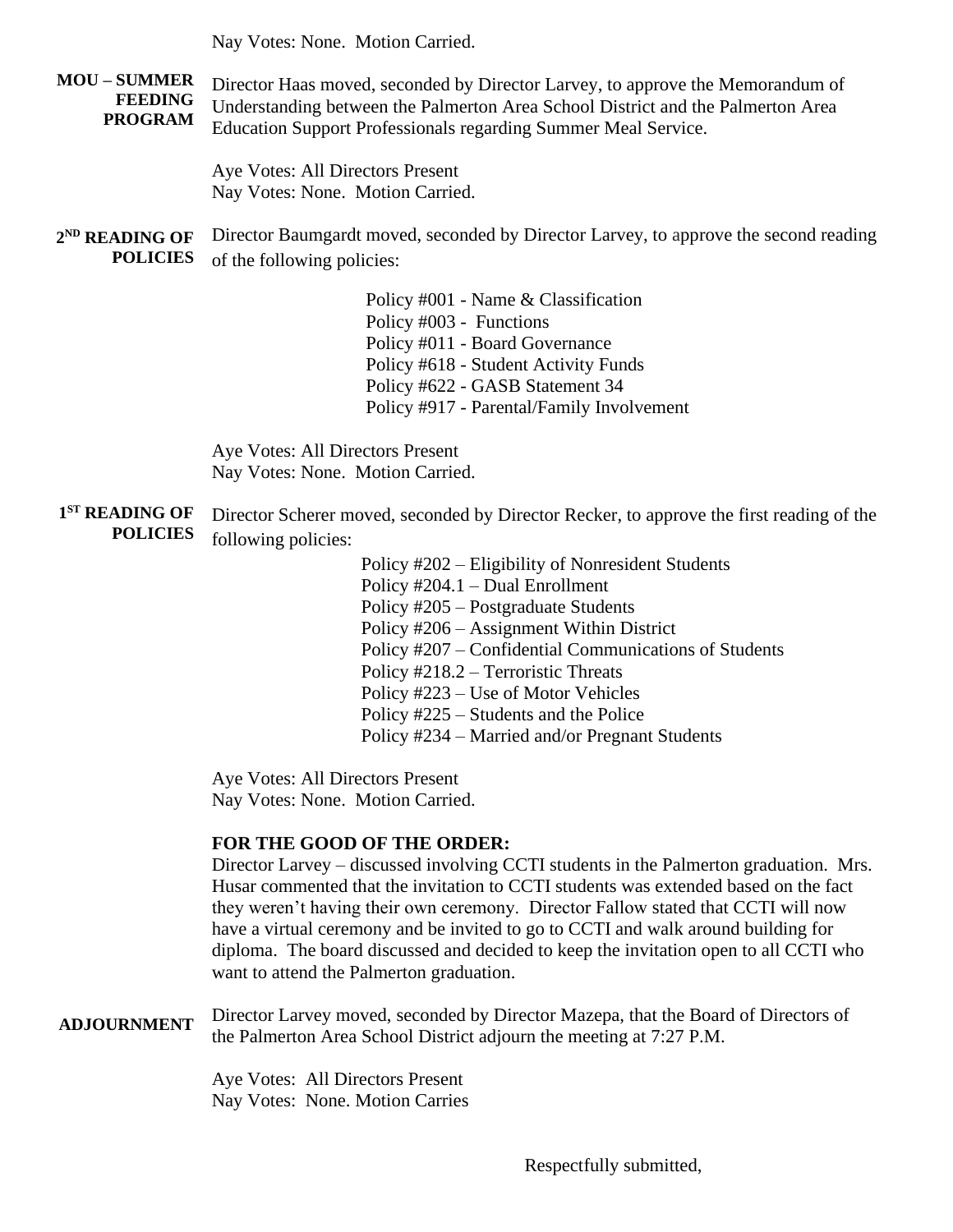Nay Votes: None. Motion Carried.

**MOU – SUMMER FEEDING PROGRAM**

Director Haas moved, seconded by Director Larvey, to approve the Memorandum of Understanding between the Palmerton Area School District and the Palmerton Area Education Support Professionals regarding Summer Meal Service.

Aye Votes: All Directors Present
Nay Votes: None. Motion Carried.

**2ND READING OF POLICIES**

Director Baumgardt moved, seconded by Director Larvey, to approve the second reading of the following policies:

Policy #001 - Name & Classification
Policy #003 - Functions
Policy #011 - Board Governance
Policy #618 - Student Activity Funds
Policy #622 - GASB Statement 34
Policy #917 - Parental/Family Involvement

Aye Votes: All Directors Present
Nay Votes: None. Motion Carried.

**1ST READING OF POLICIES**

Director Scherer moved, seconded by Director Recker, to approve the first reading of the following policies:

Policy #202 – Eligibility of Nonresident Students
Policy #204.1 – Dual Enrollment
Policy #205 – Postgraduate Students
Policy #206 – Assignment Within District
Policy #207 – Confidential Communications of Students
Policy #218.2 – Terroristic Threats
Policy #223 – Use of Motor Vehicles
Policy #225 – Students and the Police
Policy #234 – Married and/or Pregnant Students

Aye Votes: All Directors Present
Nay Votes: None. Motion Carried.

**FOR THE GOOD OF THE ORDER:**

Director Larvey – discussed involving CCTI students in the Palmerton graduation. Mrs. Husar commented that the invitation to CCTI students was extended based on the fact they weren't having their own ceremony. Director Fallow stated that CCTI will now have a virtual ceremony and be invited to go to CCTI and walk around building for diploma. The board discussed and decided to keep the invitation open to all CCTI who want to attend the Palmerton graduation.

**ADJOURNMENT**

Director Larvey moved, seconded by Director Mazepa, that the Board of Directors of the Palmerton Area School District adjourn the meeting at 7:27 P.M.

Aye Votes: All Directors Present
Nay Votes: None. Motion Carries

Respectfully submitted,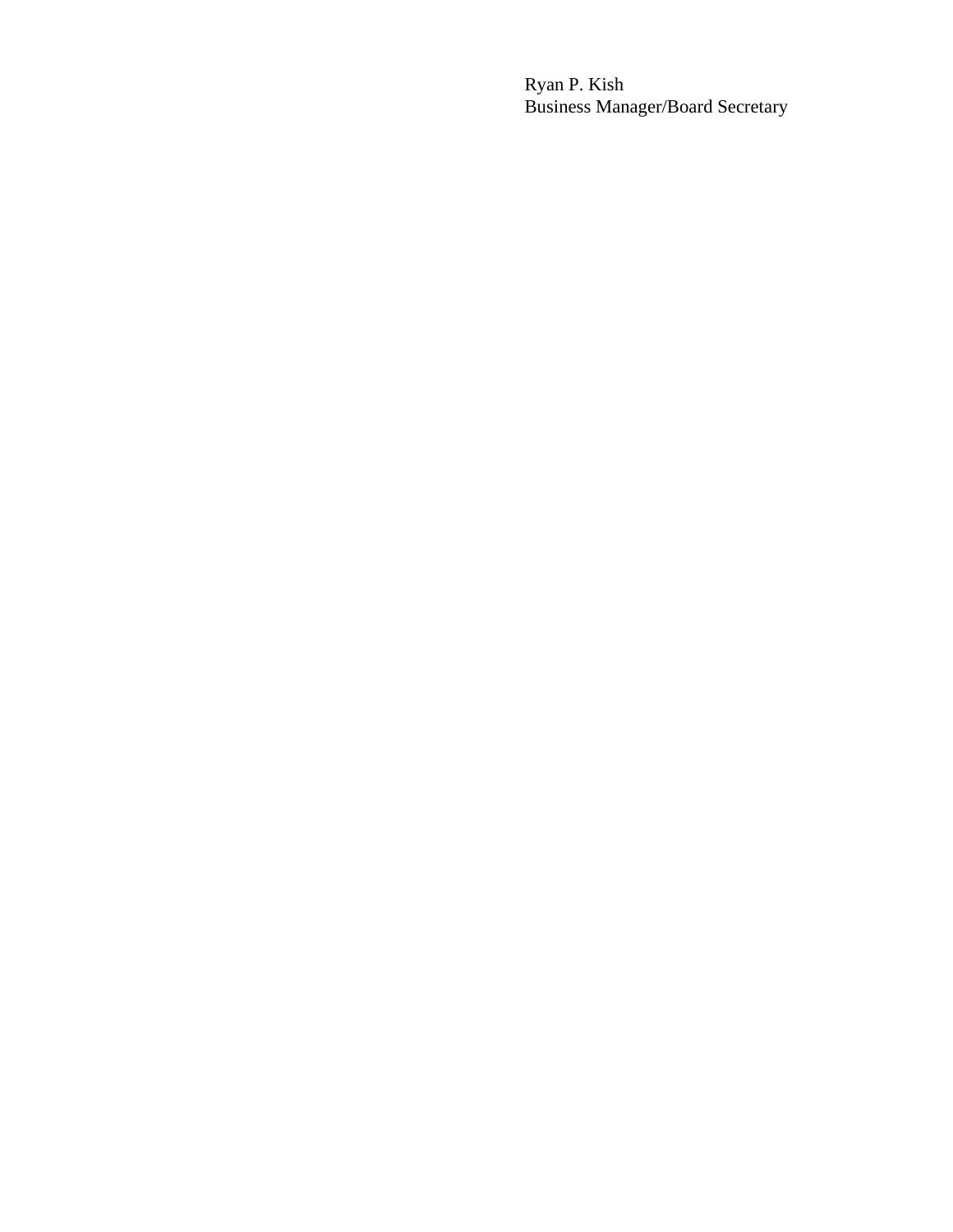Ryan P. Kish
Business Manager/Board Secretary